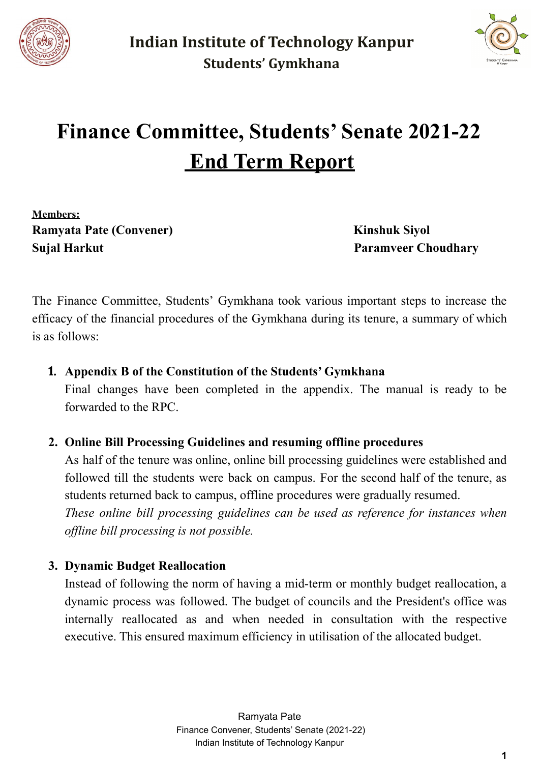# Indian Institute of Technology Kanpur

## Students' Gymkhana

# Finance Committee, Students' Senate 2021-22

# End Term Report

**Members:**

**Ramyata Pate (Convener)**

**Sujal Harkut**

**Kinshuk Siyol**

**Paramveer Choudhary**

The Finance Committee, Students' Gymkhana took various important steps to increase the efficacy of the financial procedures of the Gymkhana during its tenure, a summary of which is as follows:

1. **Appendix B of the Constitution of the Students' Gymkhana**
   Final changes have been completed in the appendix. The manual is ready to be forwarded to the RPC.

2. **Online Bill Processing Guidelines and resuming offline procedures**
   As half of the tenure was online, online bill processing guidelines were established and followed till the students were back on campus. For the second half of the tenure, as students returned back to campus, offline procedures were gradually resumed.
   *These online bill processing guidelines can be used as reference for instances when offline bill processing is not possible.*

3. **Dynamic Budget Reallocation**
   Instead of following the norm of having a mid-term or monthly budget reallocation, a dynamic process was followed. The budget of councils and the President's office was internally reallocated as and when needed in consultation with the respective executive. This ensured maximum efficiency in utilisation of the allocated budget.

Ramyata Pate
Finance Convener, Students' Senate (2021-22)
Indian Institute of Technology Kanpur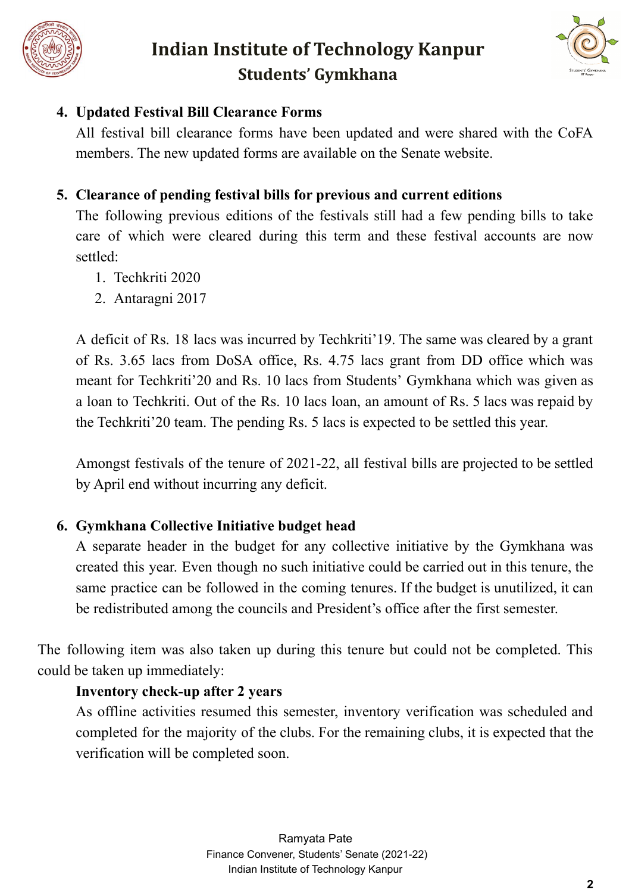4. **Updated Festival Bill Clearance Forms**

   All festival bill clearance forms have been updated and were shared with the CoFA members. The new updated forms are available on the Senate website.

5. **Clearance of pending festival bills for previous and current editions**

   The following previous editions of the festivals still had a few pending bills to take care of which were cleared during this term and these festival accounts are now settled:

   1. Techkriti 2020
   2. Antaragni 2017

   A deficit of Rs. 18 lacs was incurred by Techkriti'19. The same was cleared by a grant of Rs. 3.65 lacs from DoSA office, Rs. 4.75 lacs grant from DD office which was meant for Techkriti'20 and Rs. 10 lacs from Students' Gymkhana which was given as a loan to Techkriti. Out of the Rs. 10 lacs loan, an amount of Rs. 5 lacs was repaid by the Techkriti'20 team. The pending Rs. 5 lacs is expected to be settled this year.

   Amongst festivals of the tenure of 2021-22, all festival bills are projected to be settled by April end without incurring any deficit.

6. **Gymkhana Collective Initiative budget head**

   A separate header in the budget for any collective initiative by the Gymkhana was created this year. Even though no such initiative could be carried out in this tenure, the same practice can be followed in the coming tenures. If the budget is unutilized, it can be redistributed among the councils and President's office after the first semester.

The following item was also taken up during this tenure but could not be completed. This could be taken up immediately:

**Inventory check-up after 2 years**

As offline activities resumed this semester, inventory verification was scheduled and completed for the majority of the clubs. For the remaining clubs, it is expected that the verification will be completed soon.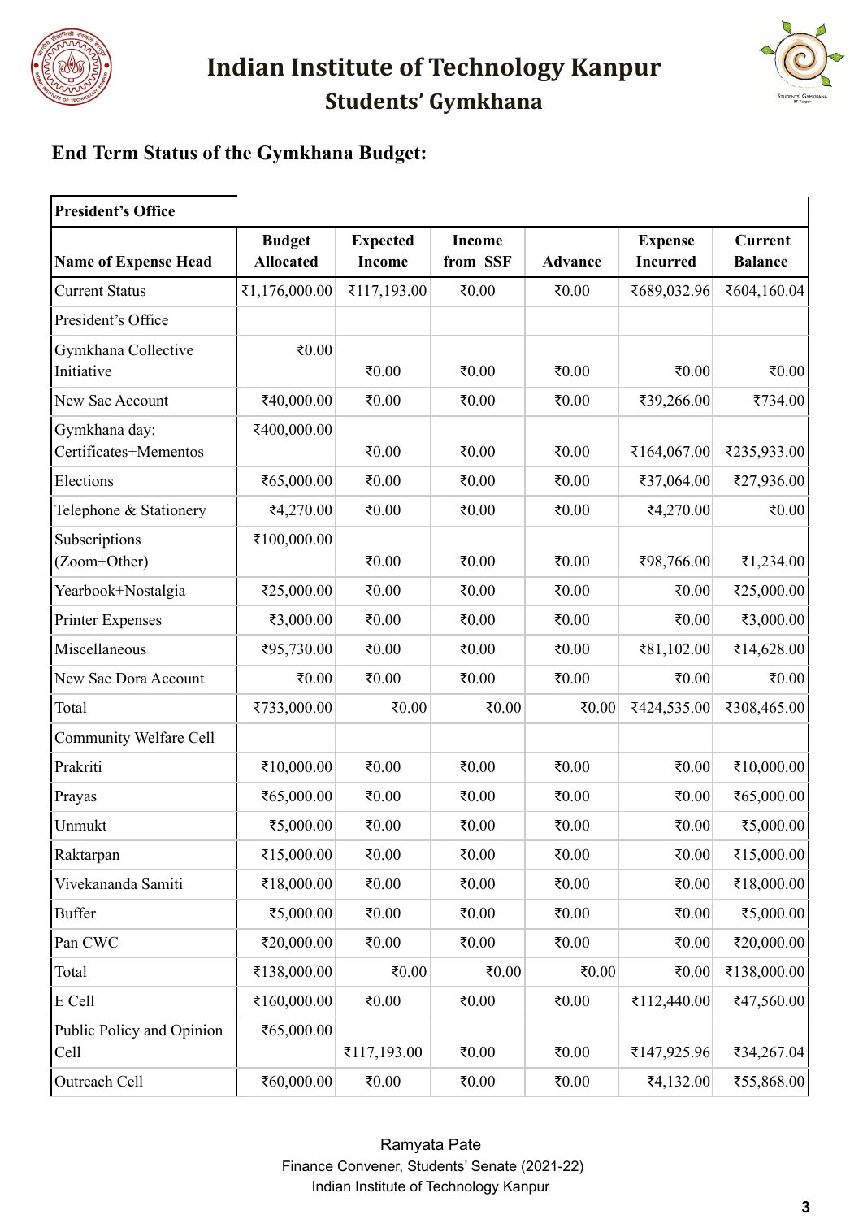# Indian Institute of Technology Kanpur
## Students' Gymkhana

### End Term Status of the Gymkhana Budget:

| President's Office | | | | | | |
|---|---|---|---|---|---|---|
| **Name of Expense Head** | **Budget Allocated** | **Expected Income** | **Income from SSF** | **Advance** | **Expense Incurred** | **Current Balance** |
| Current Status | ₹1,176,000.00 | ₹117,193.00 | ₹0.00 | ₹0.00 | ₹689,032.96 | ₹604,160.04 |
| President's Office | | | | | | |
| Gymkhana Collective Initiative | ₹0.00 | ₹0.00 | ₹0.00 | ₹0.00 | ₹0.00 | ₹0.00 |
| New Sac Account | ₹40,000.00 | ₹0.00 | ₹0.00 | ₹0.00 | ₹39,266.00 | ₹734.00 |
| Gymkhana day: Certificates+Mementos | ₹400,000.00 | ₹0.00 | ₹0.00 | ₹0.00 | ₹164,067.00 | ₹235,933.00 |
| Elections | ₹65,000.00 | ₹0.00 | ₹0.00 | ₹0.00 | ₹37,064.00 | ₹27,936.00 |
| Telephone & Stationery | ₹4,270.00 | ₹0.00 | ₹0.00 | ₹0.00 | ₹4,270.00 | ₹0.00 |
| Subscriptions (Zoom+Other) | ₹100,000.00 | ₹0.00 | ₹0.00 | ₹0.00 | ₹98,766.00 | ₹1,234.00 |
| Yearbook+Nostalgia | ₹25,000.00 | ₹0.00 | ₹0.00 | ₹0.00 | ₹0.00 | ₹25,000.00 |
| Printer Expenses | ₹3,000.00 | ₹0.00 | ₹0.00 | ₹0.00 | ₹0.00 | ₹3,000.00 |
| Miscellaneous | ₹95,730.00 | ₹0.00 | ₹0.00 | ₹0.00 | ₹81,102.00 | ₹14,628.00 |
| New Sac Dora Account | ₹0.00 | ₹0.00 | ₹0.00 | ₹0.00 | ₹0.00 | ₹0.00 |
| Total | ₹733,000.00 | ₹0.00 | ₹0.00 | ₹0.00 | ₹424,535.00 | ₹308,465.00 |
| Community Welfare Cell | | | | | | |
| Prakriti | ₹10,000.00 | ₹0.00 | ₹0.00 | ₹0.00 | ₹0.00 | ₹10,000.00 |
| Prayas | ₹65,000.00 | ₹0.00 | ₹0.00 | ₹0.00 | ₹0.00 | ₹65,000.00 |
| Unmukt | ₹5,000.00 | ₹0.00 | ₹0.00 | ₹0.00 | ₹0.00 | ₹5,000.00 |
| Raktarpan | ₹15,000.00 | ₹0.00 | ₹0.00 | ₹0.00 | ₹0.00 | ₹15,000.00 |
| Vivekananda Samiti | ₹18,000.00 | ₹0.00 | ₹0.00 | ₹0.00 | ₹0.00 | ₹18,000.00 |
| Buffer | ₹5,000.00 | ₹0.00 | ₹0.00 | ₹0.00 | ₹0.00 | ₹5,000.00 |
| Pan CWC | ₹20,000.00 | ₹0.00 | ₹0.00 | ₹0.00 | ₹0.00 | ₹20,000.00 |
| Total | ₹138,000.00 | ₹0.00 | ₹0.00 | ₹0.00 | ₹0.00 | ₹138,000.00 |
| E Cell | ₹160,000.00 | ₹0.00 | ₹0.00 | ₹0.00 | ₹112,440.00 | ₹47,560.00 |
| Public Policy and Opinion Cell | ₹65,000.00 | ₹117,193.00 | ₹0.00 | ₹0.00 | ₹147,925.96 | ₹34,267.04 |
| Outreach Cell | ₹60,000.00 | ₹0.00 | ₹0.00 | ₹0.00 | ₹4,132.00 | ₹55,868.00 |

Ramyata Pate
Finance Convener, Students' Senate (2021-22)
Indian Institute of Technology Kanpur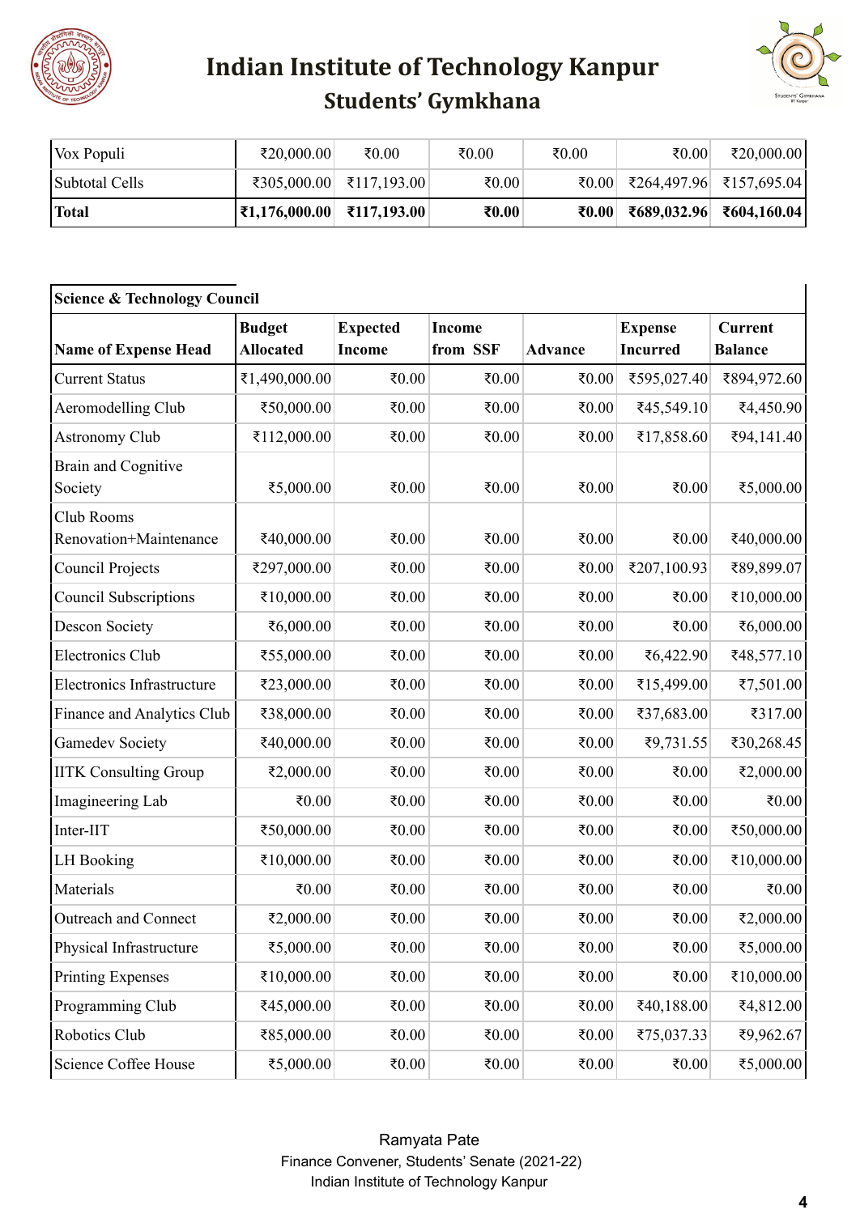# Indian Institute of Technology Kanpur

## Students' Gymkhana

| Vox Populi | ₹20,000.00 | ₹0.00 | ₹0.00 | ₹0.00 | ₹0.00 | ₹20,000.00 |
|---|---|---|---|---|---|---|
| Subtotal Cells | ₹305,000.00 | ₹117,193.00 | ₹0.00 | ₹0.00 | ₹264,497.96 | ₹157,695.04 |
| **Total** | **₹1,176,000.00** | **₹117,193.00** | **₹0.00** | **₹0.00** | **₹689,032.96** | **₹604,160.04** |

| **Science & Technology Council** | | | | | | |
|---|---|---|---|---|---|---|
| **Name of Expense Head** | **Budget Allocated** | **Expected Income** | **Income from SSF** | **Advance** | **Expense Incurred** | **Current Balance** |
| Current Status | ₹1,490,000.00 | ₹0.00 | ₹0.00 | ₹0.00 | ₹595,027.40 | ₹894,972.60 |
| Aeromodelling Club | ₹50,000.00 | ₹0.00 | ₹0.00 | ₹0.00 | ₹45,549.10 | ₹4,450.90 |
| Astronomy Club | ₹112,000.00 | ₹0.00 | ₹0.00 | ₹0.00 | ₹17,858.60 | ₹94,141.40 |
| Brain and Cognitive Society | ₹5,000.00 | ₹0.00 | ₹0.00 | ₹0.00 | ₹0.00 | ₹5,000.00 |
| Club Rooms Renovation+Maintenance | ₹40,000.00 | ₹0.00 | ₹0.00 | ₹0.00 | ₹0.00 | ₹40,000.00 |
| Council Projects | ₹297,000.00 | ₹0.00 | ₹0.00 | ₹0.00 | ₹207,100.93 | ₹89,899.07 |
| Council Subscriptions | ₹10,000.00 | ₹0.00 | ₹0.00 | ₹0.00 | ₹0.00 | ₹10,000.00 |
| Descon Society | ₹6,000.00 | ₹0.00 | ₹0.00 | ₹0.00 | ₹0.00 | ₹6,000.00 |
| Electronics Club | ₹55,000.00 | ₹0.00 | ₹0.00 | ₹0.00 | ₹6,422.90 | ₹48,577.10 |
| Electronics Infrastructure | ₹23,000.00 | ₹0.00 | ₹0.00 | ₹0.00 | ₹15,499.00 | ₹7,501.00 |
| Finance and Analytics Club | ₹38,000.00 | ₹0.00 | ₹0.00 | ₹0.00 | ₹37,683.00 | ₹317.00 |
| Gamedev Society | ₹40,000.00 | ₹0.00 | ₹0.00 | ₹0.00 | ₹9,731.55 | ₹30,268.45 |
| IITK Consulting Group | ₹2,000.00 | ₹0.00 | ₹0.00 | ₹0.00 | ₹0.00 | ₹2,000.00 |
| Imagineering Lab | ₹0.00 | ₹0.00 | ₹0.00 | ₹0.00 | ₹0.00 | ₹0.00 |
| Inter-IIT | ₹50,000.00 | ₹0.00 | ₹0.00 | ₹0.00 | ₹0.00 | ₹50,000.00 |
| LH Booking | ₹10,000.00 | ₹0.00 | ₹0.00 | ₹0.00 | ₹0.00 | ₹10,000.00 |
| Materials | ₹0.00 | ₹0.00 | ₹0.00 | ₹0.00 | ₹0.00 | ₹0.00 |
| Outreach and Connect | ₹2,000.00 | ₹0.00 | ₹0.00 | ₹0.00 | ₹0.00 | ₹2,000.00 |
| Physical Infrastructure | ₹5,000.00 | ₹0.00 | ₹0.00 | ₹0.00 | ₹0.00 | ₹5,000.00 |
| Printing Expenses | ₹10,000.00 | ₹0.00 | ₹0.00 | ₹0.00 | ₹0.00 | ₹10,000.00 |
| Programming Club | ₹45,000.00 | ₹0.00 | ₹0.00 | ₹0.00 | ₹40,188.00 | ₹4,812.00 |
| Robotics Club | ₹85,000.00 | ₹0.00 | ₹0.00 | ₹0.00 | ₹75,037.33 | ₹9,962.67 |
| Science Coffee House | ₹5,000.00 | ₹0.00 | ₹0.00 | ₹0.00 | ₹0.00 | ₹5,000.00 |

Ramyata Pate
Finance Convener, Students' Senate (2021-22)
Indian Institute of Technology Kanpur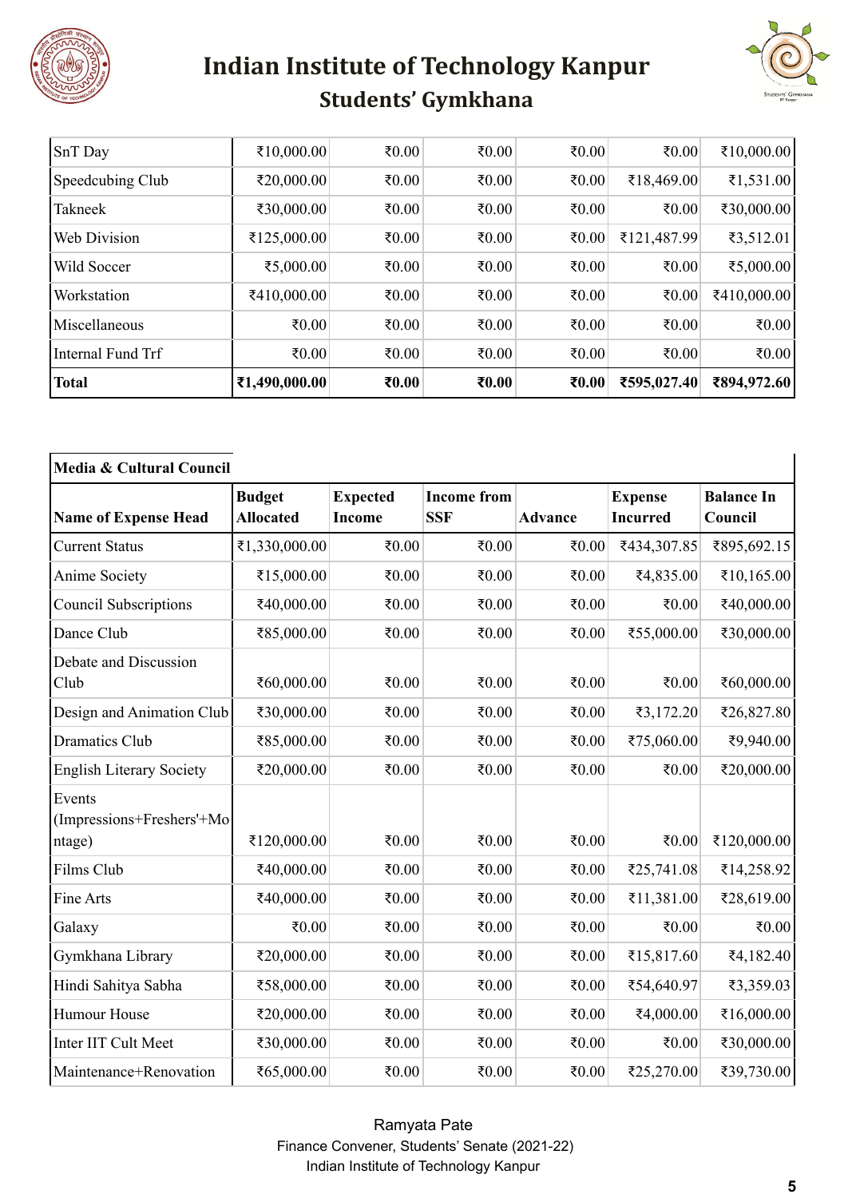| | | | | | | |
|---|---|---|---|---|---|---|
| SnT Day | ₹10,000.00 | ₹0.00 | ₹0.00 | ₹0.00 | ₹0.00 | ₹10,000.00 |
| Speedcubing Club | ₹20,000.00 | ₹0.00 | ₹0.00 | ₹0.00 | ₹18,469.00 | ₹1,531.00 |
| Takneek | ₹30,000.00 | ₹0.00 | ₹0.00 | ₹0.00 | ₹0.00 | ₹30,000.00 |
| Web Division | ₹125,000.00 | ₹0.00 | ₹0.00 | ₹0.00 | ₹121,487.99 | ₹3,512.01 |
| Wild Soccer | ₹5,000.00 | ₹0.00 | ₹0.00 | ₹0.00 | ₹0.00 | ₹5,000.00 |
| Workstation | ₹410,000.00 | ₹0.00 | ₹0.00 | ₹0.00 | ₹0.00 | ₹410,000.00 |
| Miscellaneous | ₹0.00 | ₹0.00 | ₹0.00 | ₹0.00 | ₹0.00 | ₹0.00 |
| Internal Fund Trf | ₹0.00 | ₹0.00 | ₹0.00 | ₹0.00 | ₹0.00 | ₹0.00 |
| **Total** | **₹1,490,000.00** | **₹0.00** | **₹0.00** | **₹0.00** | **₹595,027.40** | **₹894,972.60** |

| **Media & Cultural Council** | | | | | | |
|---|---|---|---|---|---|---|
| **Name of Expense Head** | **Budget Allocated** | **Expected Income** | **Income from SSF** | **Advance** | **Expense Incurred** | **Balance In Council** |
| Current Status | ₹1,330,000.00 | ₹0.00 | ₹0.00 | ₹0.00 | ₹434,307.85 | ₹895,692.15 |
| Anime Society | ₹15,000.00 | ₹0.00 | ₹0.00 | ₹0.00 | ₹4,835.00 | ₹10,165.00 |
| Council Subscriptions | ₹40,000.00 | ₹0.00 | ₹0.00 | ₹0.00 | ₹0.00 | ₹40,000.00 |
| Dance Club | ₹85,000.00 | ₹0.00 | ₹0.00 | ₹0.00 | ₹55,000.00 | ₹30,000.00 |
| Debate and Discussion Club | ₹60,000.00 | ₹0.00 | ₹0.00 | ₹0.00 | ₹0.00 | ₹60,000.00 |
| Design and Animation Club | ₹30,000.00 | ₹0.00 | ₹0.00 | ₹0.00 | ₹3,172.20 | ₹26,827.80 |
| Dramatics Club | ₹85,000.00 | ₹0.00 | ₹0.00 | ₹0.00 | ₹75,060.00 | ₹9,940.00 |
| English Literary Society | ₹20,000.00 | ₹0.00 | ₹0.00 | ₹0.00 | ₹0.00 | ₹20,000.00 |
| Events (Impressions+Freshers'+Montage) | ₹120,000.00 | ₹0.00 | ₹0.00 | ₹0.00 | ₹0.00 | ₹120,000.00 |
| Films Club | ₹40,000.00 | ₹0.00 | ₹0.00 | ₹0.00 | ₹25,741.08 | ₹14,258.92 |
| Fine Arts | ₹40,000.00 | ₹0.00 | ₹0.00 | ₹0.00 | ₹11,381.00 | ₹28,619.00 |
| Galaxy | ₹0.00 | ₹0.00 | ₹0.00 | ₹0.00 | ₹0.00 | ₹0.00 |
| Gymkhana Library | ₹20,000.00 | ₹0.00 | ₹0.00 | ₹0.00 | ₹15,817.60 | ₹4,182.40 |
| Hindi Sahitya Sabha | ₹58,000.00 | ₹0.00 | ₹0.00 | ₹0.00 | ₹54,640.97 | ₹3,359.03 |
| Humour House | ₹20,000.00 | ₹0.00 | ₹0.00 | ₹0.00 | ₹4,000.00 | ₹16,000.00 |
| Inter IIT Cult Meet | ₹30,000.00 | ₹0.00 | ₹0.00 | ₹0.00 | ₹0.00 | ₹30,000.00 |
| Maintenance+Renovation | ₹65,000.00 | ₹0.00 | ₹0.00 | ₹0.00 | ₹25,270.00 | ₹39,730.00 |

Ramyata Pate
Finance Convener, Students' Senate (2021-22)
Indian Institute of Technology Kanpur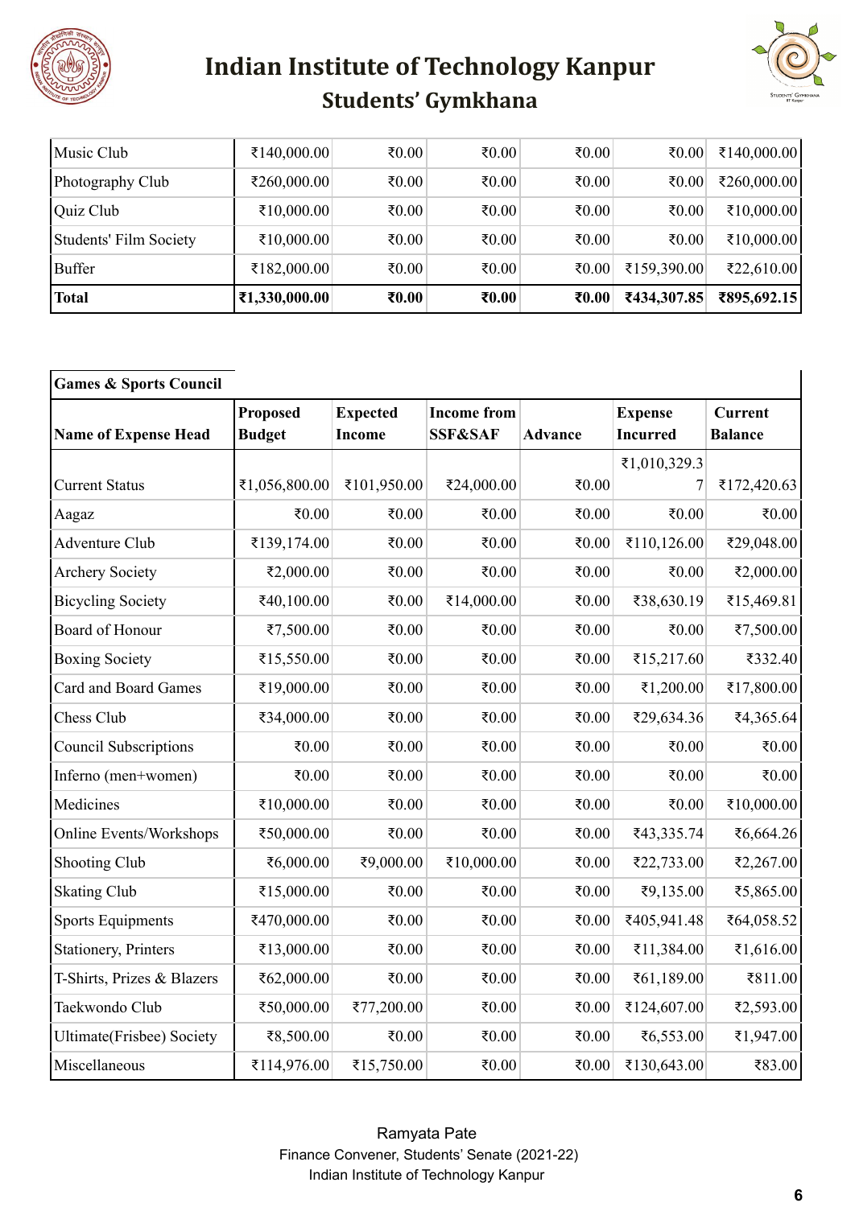| | | | | | | |
|---|---|---|---|---|---|---|
| Music Club | ₹140,000.00 | ₹0.00 | ₹0.00 | ₹0.00 | ₹0.00 | ₹140,000.00 |
| Photography Club | ₹260,000.00 | ₹0.00 | ₹0.00 | ₹0.00 | ₹0.00 | ₹260,000.00 |
| Quiz Club | ₹10,000.00 | ₹0.00 | ₹0.00 | ₹0.00 | ₹0.00 | ₹10,000.00 |
| Students' Film Society | ₹10,000.00 | ₹0.00 | ₹0.00 | ₹0.00 | ₹0.00 | ₹10,000.00 |
| Buffer | ₹182,000.00 | ₹0.00 | ₹0.00 | ₹0.00 | ₹159,390.00 | ₹22,610.00 |
| **Total** | **₹1,330,000.00** | **₹0.00** | **₹0.00** | **₹0.00** | **₹434,307.85** | **₹895,692.15** |

| **Games & Sports Council** | | | | | | |
|---|---|---|---|---|---|---|
| **Name of Expense Head** | **Proposed Budget** | **Expected Income** | **Income from SSF&SAF** | **Advance** | **Expense Incurred** | **Current Balance** |
| Current Status | ₹1,056,800.00 | ₹101,950.00 | ₹24,000.00 | ₹0.00 | ₹1,010,329.37 | ₹172,420.63 |
| Aagaz | ₹0.00 | ₹0.00 | ₹0.00 | ₹0.00 | ₹0.00 | ₹0.00 |
| Adventure Club | ₹139,174.00 | ₹0.00 | ₹0.00 | ₹0.00 | ₹110,126.00 | ₹29,048.00 |
| Archery Society | ₹2,000.00 | ₹0.00 | ₹0.00 | ₹0.00 | ₹0.00 | ₹2,000.00 |
| Bicycling Society | ₹40,100.00 | ₹0.00 | ₹14,000.00 | ₹0.00 | ₹38,630.19 | ₹15,469.81 |
| Board of Honour | ₹7,500.00 | ₹0.00 | ₹0.00 | ₹0.00 | ₹0.00 | ₹7,500.00 |
| Boxing Society | ₹15,550.00 | ₹0.00 | ₹0.00 | ₹0.00 | ₹15,217.60 | ₹332.40 |
| Card and Board Games | ₹19,000.00 | ₹0.00 | ₹0.00 | ₹0.00 | ₹1,200.00 | ₹17,800.00 |
| Chess Club | ₹34,000.00 | ₹0.00 | ₹0.00 | ₹0.00 | ₹29,634.36 | ₹4,365.64 |
| Council Subscriptions | ₹0.00 | ₹0.00 | ₹0.00 | ₹0.00 | ₹0.00 | ₹0.00 |
| Inferno (men+women) | ₹0.00 | ₹0.00 | ₹0.00 | ₹0.00 | ₹0.00 | ₹0.00 |
| Medicines | ₹10,000.00 | ₹0.00 | ₹0.00 | ₹0.00 | ₹0.00 | ₹10,000.00 |
| Online Events/Workshops | ₹50,000.00 | ₹0.00 | ₹0.00 | ₹0.00 | ₹43,335.74 | ₹6,664.26 |
| Shooting Club | ₹6,000.00 | ₹9,000.00 | ₹10,000.00 | ₹0.00 | ₹22,733.00 | ₹2,267.00 |
| Skating Club | ₹15,000.00 | ₹0.00 | ₹0.00 | ₹0.00 | ₹9,135.00 | ₹5,865.00 |
| Sports Equipments | ₹470,000.00 | ₹0.00 | ₹0.00 | ₹0.00 | ₹405,941.48 | ₹64,058.52 |
| Stationery, Printers | ₹13,000.00 | ₹0.00 | ₹0.00 | ₹0.00 | ₹11,384.00 | ₹1,616.00 |
| T-Shirts, Prizes & Blazers | ₹62,000.00 | ₹0.00 | ₹0.00 | ₹0.00 | ₹61,189.00 | ₹811.00 |
| Taekwondo Club | ₹50,000.00 | ₹77,200.00 | ₹0.00 | ₹0.00 | ₹124,607.00 | ₹2,593.00 |
| Ultimate(Frisbee) Society | ₹8,500.00 | ₹0.00 | ₹0.00 | ₹0.00 | ₹6,553.00 | ₹1,947.00 |
| Miscellaneous | ₹114,976.00 | ₹15,750.00 | ₹0.00 | ₹0.00 | ₹130,643.00 | ₹83.00 |

Ramyata Pate
Finance Convener, Students' Senate (2021-22)
Indian Institute of Technology Kanpur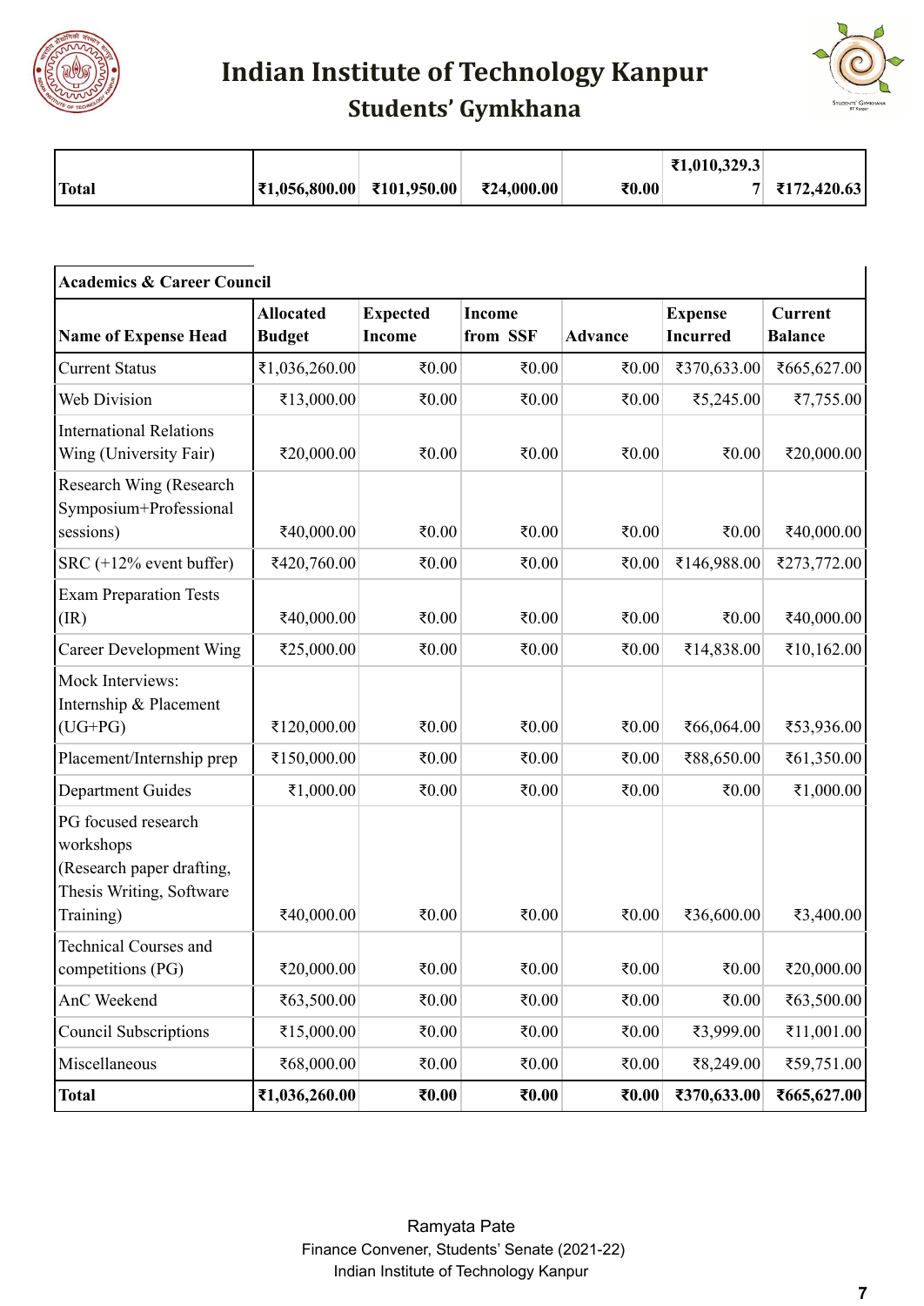# Indian Institute of Technology Kanpur
## Students' Gymkhana

| Total | ₹1,056,800.00 | ₹101,950.00 | ₹24,000.00 | ₹0.00 | ₹1,010,329.37 | ₹172,420.63 |
|---|---|---|---|---|---|---|

| **Academics & Career Council** | | | | | | |
|---|---|---|---|---|---|---|
| **Name of Expense Head** | **Allocated Budget** | **Expected Income** | **Income from SSF** | **Advance** | **Expense Incurred** | **Current Balance** |
| Current Status | ₹1,036,260.00 | ₹0.00 | ₹0.00 | ₹0.00 | ₹370,633.00 | ₹665,627.00 |
| Web Division | ₹13,000.00 | ₹0.00 | ₹0.00 | ₹0.00 | ₹5,245.00 | ₹7,755.00 |
| International Relations Wing (University Fair) | ₹20,000.00 | ₹0.00 | ₹0.00 | ₹0.00 | ₹0.00 | ₹20,000.00 |
| Research Wing (Research Symposium+Professional sessions) | ₹40,000.00 | ₹0.00 | ₹0.00 | ₹0.00 | ₹0.00 | ₹40,000.00 |
| SRC (+12% event buffer) | ₹420,760.00 | ₹0.00 | ₹0.00 | ₹0.00 | ₹146,988.00 | ₹273,772.00 |
| Exam Preparation Tests (IR) | ₹40,000.00 | ₹0.00 | ₹0.00 | ₹0.00 | ₹0.00 | ₹40,000.00 |
| Career Development Wing | ₹25,000.00 | ₹0.00 | ₹0.00 | ₹0.00 | ₹14,838.00 | ₹10,162.00 |
| Mock Interviews: Internship & Placement (UG+PG) | ₹120,000.00 | ₹0.00 | ₹0.00 | ₹0.00 | ₹66,064.00 | ₹53,936.00 |
| Placement/Internship prep | ₹150,000.00 | ₹0.00 | ₹0.00 | ₹0.00 | ₹88,650.00 | ₹61,350.00 |
| Department Guides | ₹1,000.00 | ₹0.00 | ₹0.00 | ₹0.00 | ₹0.00 | ₹1,000.00 |
| PG focused research workshops (Research paper drafting, Thesis Writing, Software Training) | ₹40,000.00 | ₹0.00 | ₹0.00 | ₹0.00 | ₹36,600.00 | ₹3,400.00 |
| Technical Courses and competitions (PG) | ₹20,000.00 | ₹0.00 | ₹0.00 | ₹0.00 | ₹0.00 | ₹20,000.00 |
| AnC Weekend | ₹63,500.00 | ₹0.00 | ₹0.00 | ₹0.00 | ₹0.00 | ₹63,500.00 |
| Council Subscriptions | ₹15,000.00 | ₹0.00 | ₹0.00 | ₹0.00 | ₹3,999.00 | ₹11,001.00 |
| Miscellaneous | ₹68,000.00 | ₹0.00 | ₹0.00 | ₹0.00 | ₹8,249.00 | ₹59,751.00 |
| **Total** | **₹1,036,260.00** | **₹0.00** | **₹0.00** | **₹0.00** | **₹370,633.00** | **₹665,627.00** |

Ramyata Pate
Finance Convener, Students' Senate (2021-22)
Indian Institute of Technology Kanpur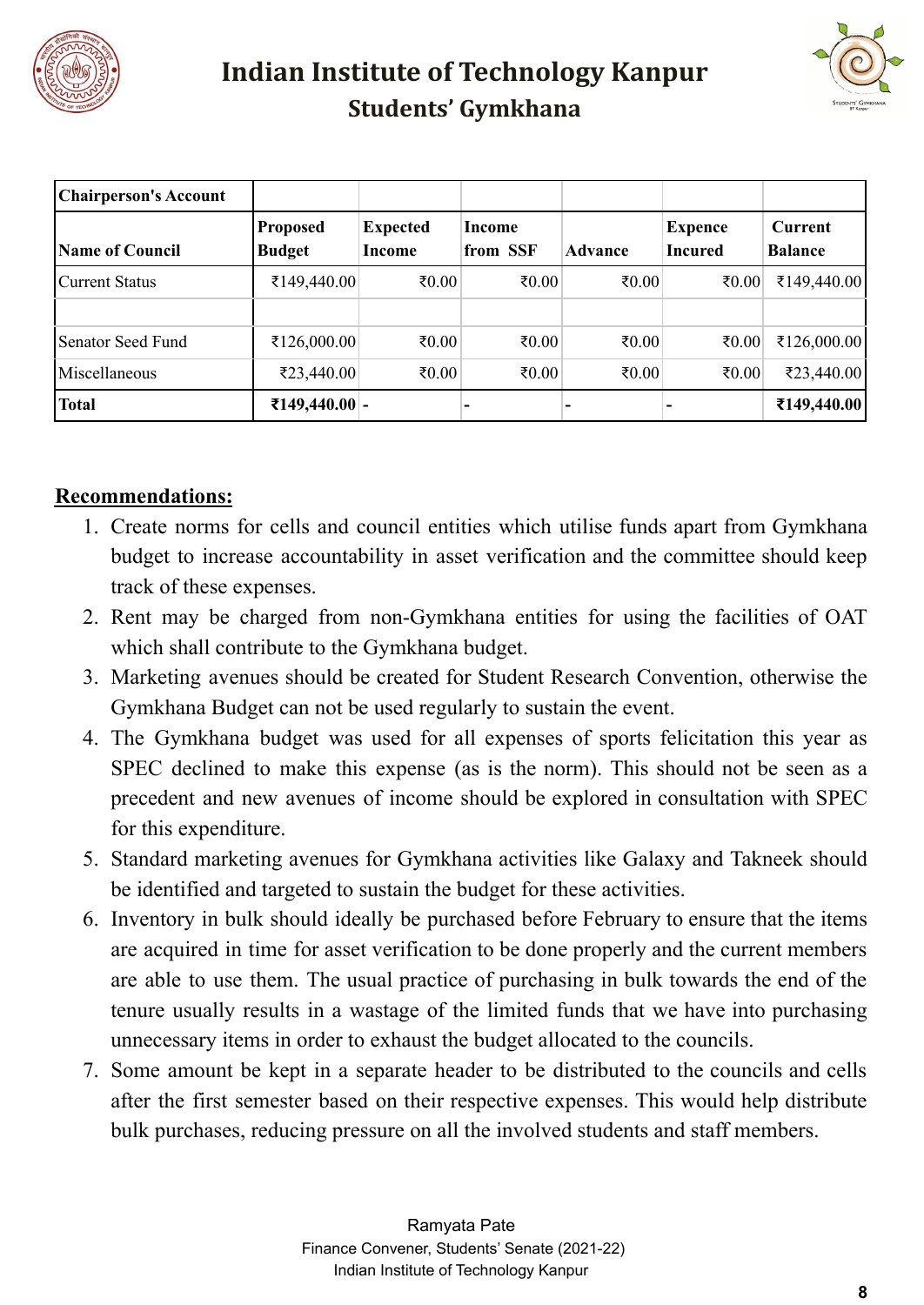# Indian Institute of Technology Kanpur

## Students' Gymkhana

| **Chairperson's Account** | | | | | | |
|---|---|---|---|---|---|---|
| **Name of Council** | **Proposed Budget** | **Expected Income** | **Income from SSF** | **Advance** | **Expence Incured** | **Current Balance** |
| Current Status | ₹149,440.00 | ₹0.00 | ₹0.00 | ₹0.00 | ₹0.00 | ₹149,440.00 |
| | | | | | | |
| Senator Seed Fund | ₹126,000.00 | ₹0.00 | ₹0.00 | ₹0.00 | ₹0.00 | ₹126,000.00 |
| Miscellaneous | ₹23,440.00 | ₹0.00 | ₹0.00 | ₹0.00 | ₹0.00 | ₹23,440.00 |
| **Total** | **₹149,440.00** | **-** | **-** | **-** | **-** | **₹149,440.00** |

**Recommendations:**

1. Create norms for cells and council entities which utilise funds apart from Gymkhana budget to increase accountability in asset verification and the committee should keep track of these expenses.
2. Rent may be charged from non-Gymkhana entities for using the facilities of OAT which shall contribute to the Gymkhana budget.
3. Marketing avenues should be created for Student Research Convention, otherwise the Gymkhana Budget can not be used regularly to sustain the event.
4. The Gymkhana budget was used for all expenses of sports felicitation this year as SPEC declined to make this expense (as is the norm). This should not be seen as a precedent and new avenues of income should be explored in consultation with SPEC for this expenditure.
5. Standard marketing avenues for Gymkhana activities like Galaxy and Takneek should be identified and targeted to sustain the budget for these activities.
6. Inventory in bulk should ideally be purchased before February to ensure that the items are acquired in time for asset verification to be done properly and the current members are able to use them. The usual practice of purchasing in bulk towards the end of the tenure usually results in a wastage of the limited funds that we have into purchasing unnecessary items in order to exhaust the budget allocated to the councils.
7. Some amount be kept in a separate header to be distributed to the councils and cells after the first semester based on their respective expenses. This would help distribute bulk purchases, reducing pressure on all the involved students and staff members.

Ramyata Pate
Finance Convener, Students' Senate (2021-22)
Indian Institute of Technology Kanpur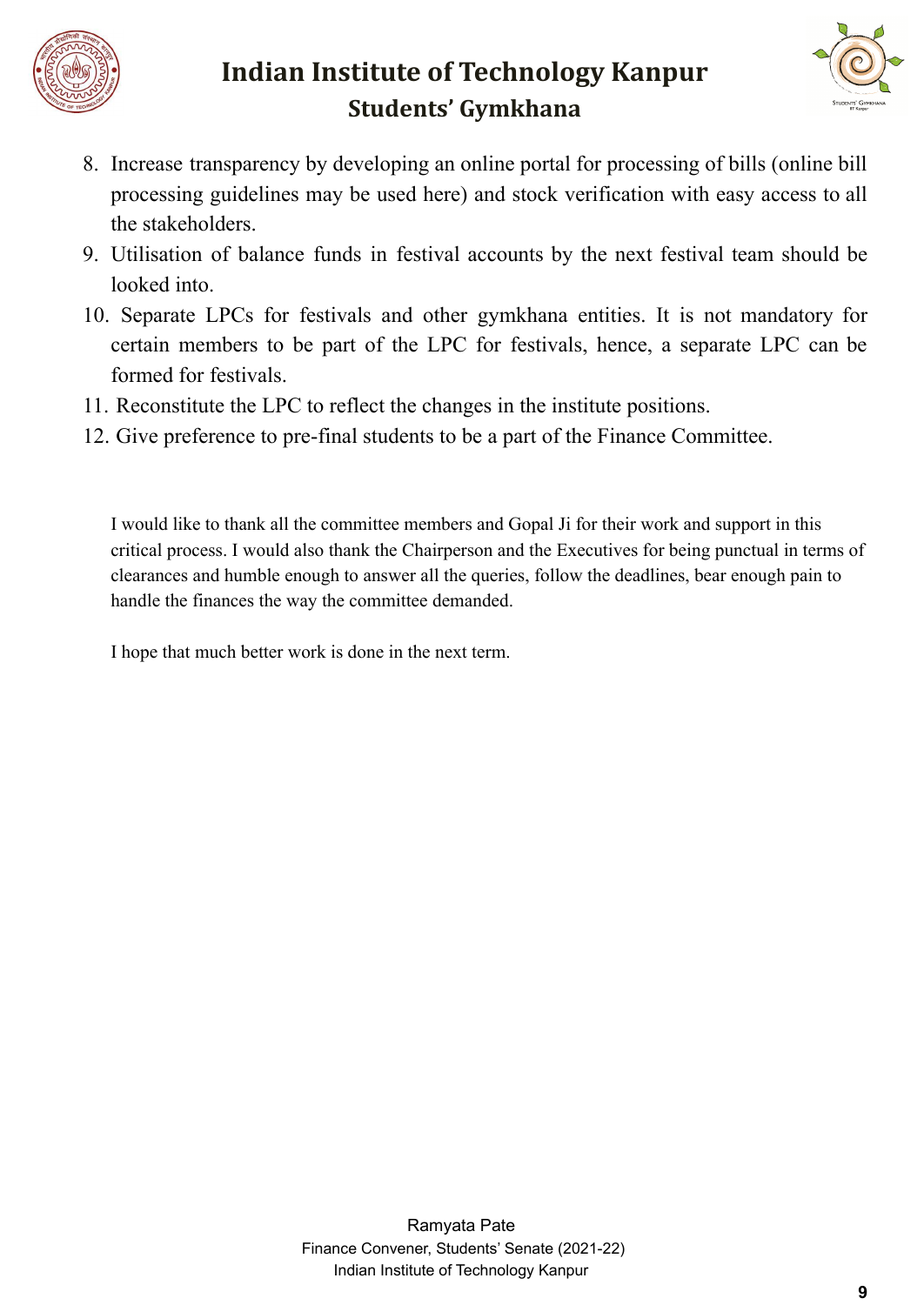8. Increase transparency by developing an online portal for processing of bills (online bill processing guidelines may be used here) and stock verification with easy access to all the stakeholders.
9. Utilisation of balance funds in festival accounts by the next festival team should be looked into.
10. Separate LPCs for festivals and other gymkhana entities. It is not mandatory for certain members to be part of the LPC for festivals, hence, a separate LPC can be formed for festivals.
11. Reconstitute the LPC to reflect the changes in the institute positions.
12. Give preference to pre-final students to be a part of the Finance Committee.

I would like to thank all the committee members and Gopal Ji for their work and support in this critical process. I would also thank the Chairperson and the Executives for being punctual in terms of clearances and humble enough to answer all the queries, follow the deadlines, bear enough pain to handle the finances the way the committee demanded.

I hope that much better work is done in the next term.

Ramyata Pate
Finance Convener, Students' Senate (2021-22)
Indian Institute of Technology Kanpur